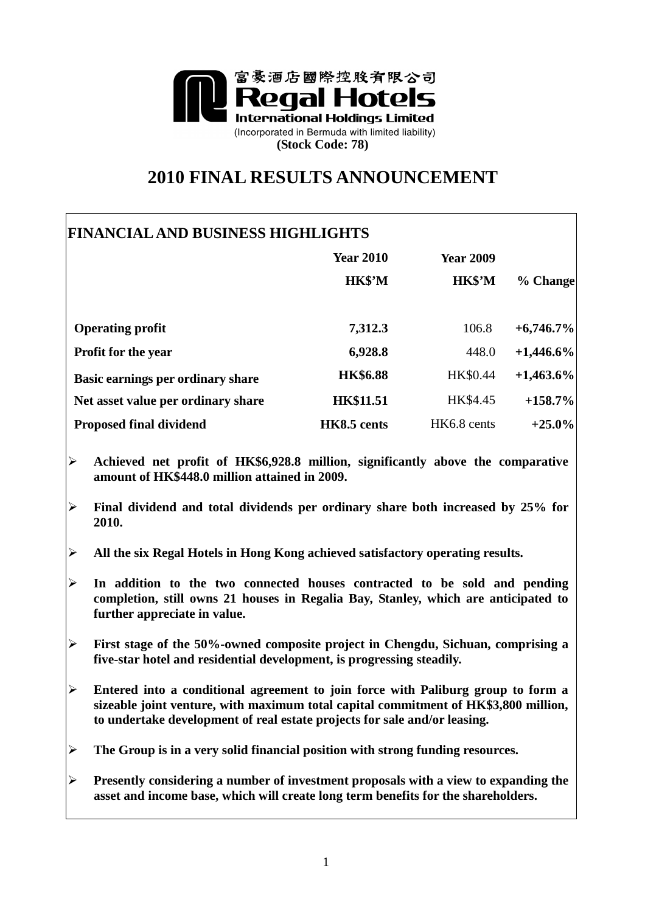富豪酒店國際控股有限公司
**Regal Hotels International Holdings Limited**
(Incorporated in Bermuda with limited liability)
**(Stock Code: 78)**

# 2010 FINAL RESULTS ANNOUNCEMENT

## FINANCIAL AND BUSINESS HIGHLIGHTS

| | Year 2010<br>HK$'M | Year 2009<br>HK$'M | % Change |
|---|---|---|---|
| **Operating profit** | **7,312.3** | 106.8 | **+6,746.7%** |
| **Profit for the year** | **6,928.8** | 448.0 | **+1,446.6%** |
| **Basic earnings per ordinary share** | **HK$6.88** | HK$0.44 | **+1,463.6%** |
| **Net asset value per ordinary share** | **HK$11.51** | HK$4.45 | **+158.7%** |
| **Proposed final dividend** | **HK8.5 cents** | HK6.8 cents | **+25.0%** |

- **Achieved net profit of HK$6,928.8 million, significantly above the comparative amount of HK$448.0 million attained in 2009.**
- **Final dividend and total dividends per ordinary share both increased by 25% for 2010.**
- **All the six Regal Hotels in Hong Kong achieved satisfactory operating results.**
- **In addition to the two connected houses contracted to be sold and pending completion, still owns 21 houses in Regalia Bay, Stanley, which are anticipated to further appreciate in value.**
- **First stage of the 50%-owned composite project in Chengdu, Sichuan, comprising a five-star hotel and residential development, is progressing steadily.**
- **Entered into a conditional agreement to join force with Paliburg group to form a sizeable joint venture, with maximum total capital commitment of HK$3,800 million, to undertake development of real estate projects for sale and/or leasing.**
- **The Group is in a very solid financial position with strong funding resources.**
- **Presently considering a number of investment proposals with a view to expanding the asset and income base, which will create long term benefits for the shareholders.**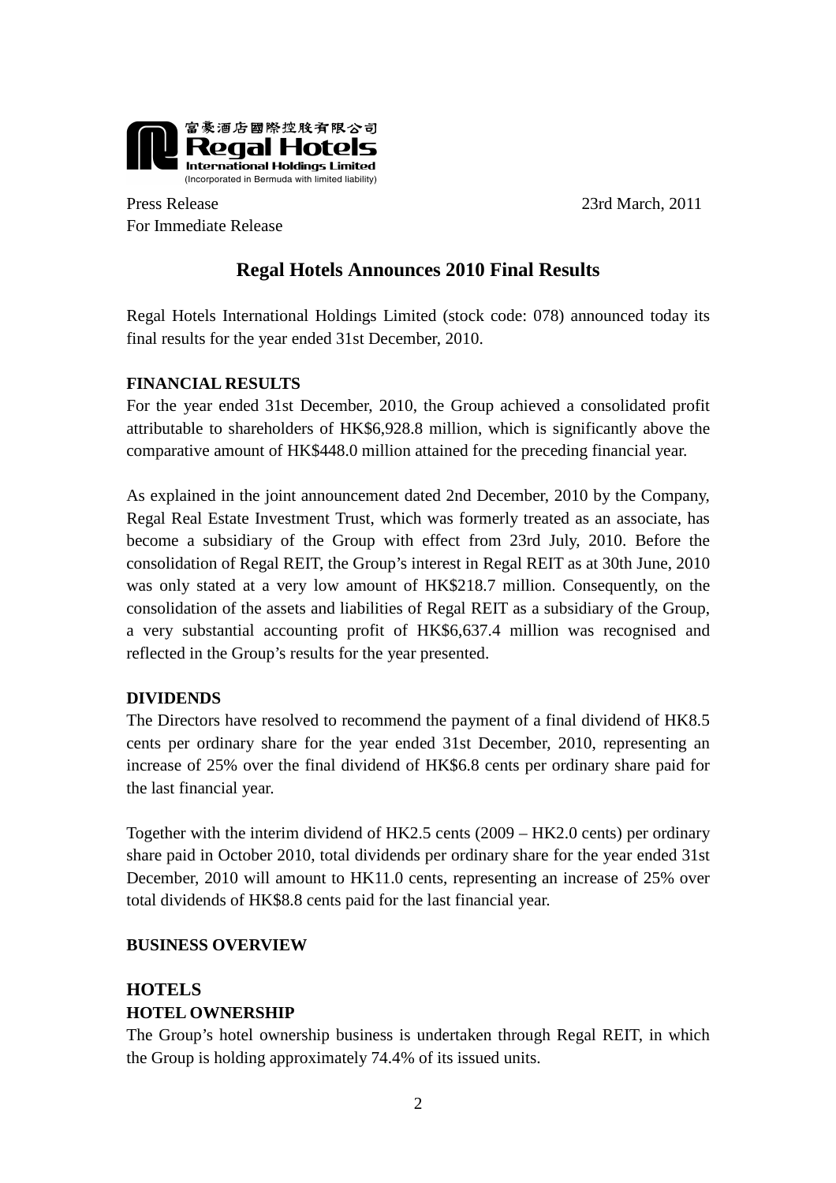富豪酒店國際控股有限公司
**Regal Hotels International Holdings Limited**
(Incorporated in Bermuda with limited liability)

Press Release
For Immediate Release

23rd March, 2011

# Regal Hotels Announces 2010 Final Results

Regal Hotels International Holdings Limited (stock code: 078) announced today its final results for the year ended 31st December, 2010.

**FINANCIAL RESULTS**

For the year ended 31st December, 2010, the Group achieved a consolidated profit attributable to shareholders of HK$6,928.8 million, which is significantly above the comparative amount of HK$448.0 million attained for the preceding financial year.

As explained in the joint announcement dated 2nd December, 2010 by the Company, Regal Real Estate Investment Trust, which was formerly treated as an associate, has become a subsidiary of the Group with effect from 23rd July, 2010. Before the consolidation of Regal REIT, the Group's interest in Regal REIT as at 30th June, 2010 was only stated at a very low amount of HK$218.7 million. Consequently, on the consolidation of the assets and liabilities of Regal REIT as a subsidiary of the Group, a very substantial accounting profit of HK$6,637.4 million was recognised and reflected in the Group's results for the year presented.

**DIVIDENDS**

The Directors have resolved to recommend the payment of a final dividend of HK8.5 cents per ordinary share for the year ended 31st December, 2010, representing an increase of 25% over the final dividend of HK$6.8 cents per ordinary share paid for the last financial year.

Together with the interim dividend of HK2.5 cents (2009 – HK2.0 cents) per ordinary share paid in October 2010, total dividends per ordinary share for the year ended 31st December, 2010 will amount to HK11.0 cents, representing an increase of 25% over total dividends of HK$8.8 cents paid for the last financial year.

**BUSINESS OVERVIEW**

## HOTELS

**HOTEL OWNERSHIP**

The Group's hotel ownership business is undertaken through Regal REIT, in which the Group is holding approximately 74.4% of its issued units.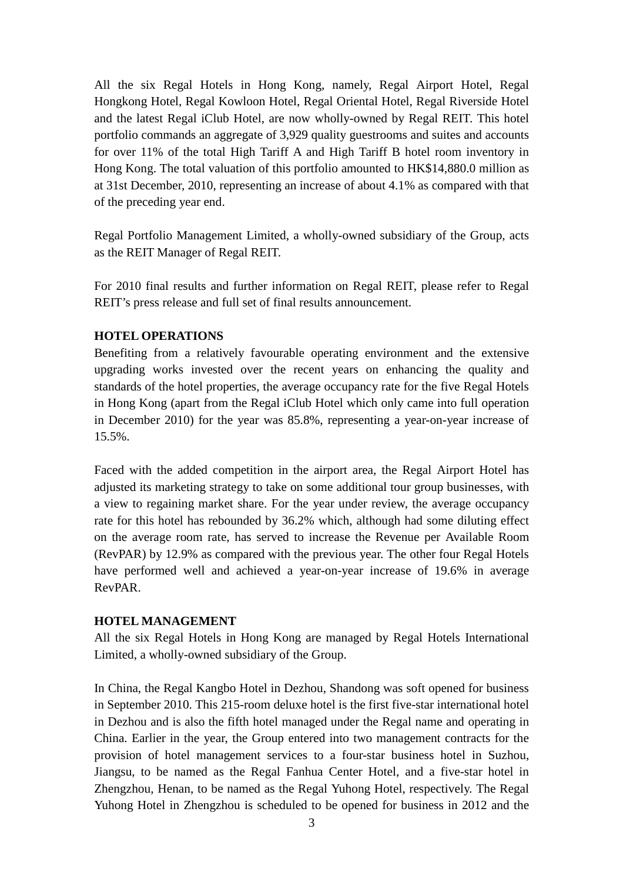All the six Regal Hotels in Hong Kong, namely, Regal Airport Hotel, Regal Hongkong Hotel, Regal Kowloon Hotel, Regal Oriental Hotel, Regal Riverside Hotel and the latest Regal iClub Hotel, are now wholly-owned by Regal REIT. This hotel portfolio commands an aggregate of 3,929 quality guestrooms and suites and accounts for over 11% of the total High Tariff A and High Tariff B hotel room inventory in Hong Kong. The total valuation of this portfolio amounted to HK$14,880.0 million as at 31st December, 2010, representing an increase of about 4.1% as compared with that of the preceding year end.

Regal Portfolio Management Limited, a wholly-owned subsidiary of the Group, acts as the REIT Manager of Regal REIT.

For 2010 final results and further information on Regal REIT, please refer to Regal REIT's press release and full set of final results announcement.

**HOTEL OPERATIONS**

Benefiting from a relatively favourable operating environment and the extensive upgrading works invested over the recent years on enhancing the quality and standards of the hotel properties, the average occupancy rate for the five Regal Hotels in Hong Kong (apart from the Regal iClub Hotel which only came into full operation in December 2010) for the year was 85.8%, representing a year-on-year increase of 15.5%.

Faced with the added competition in the airport area, the Regal Airport Hotel has adjusted its marketing strategy to take on some additional tour group businesses, with a view to regaining market share. For the year under review, the average occupancy rate for this hotel has rebounded by 36.2% which, although had some diluting effect on the average room rate, has served to increase the Revenue per Available Room (RevPAR) by 12.9% as compared with the previous year. The other four Regal Hotels have performed well and achieved a year-on-year increase of 19.6% in average RevPAR.

**HOTEL MANAGEMENT**

All the six Regal Hotels in Hong Kong are managed by Regal Hotels International Limited, a wholly-owned subsidiary of the Group.

In China, the Regal Kangbo Hotel in Dezhou, Shandong was soft opened for business in September 2010. This 215-room deluxe hotel is the first five-star international hotel in Dezhou and is also the fifth hotel managed under the Regal name and operating in China. Earlier in the year, the Group entered into two management contracts for the provision of hotel management services to a four-star business hotel in Suzhou, Jiangsu, to be named as the Regal Fanhua Center Hotel, and a five-star hotel in Zhengzhou, Henan, to be named as the Regal Yuhong Hotel, respectively. The Regal Yuhong Hotel in Zhengzhou is scheduled to be opened for business in 2012 and the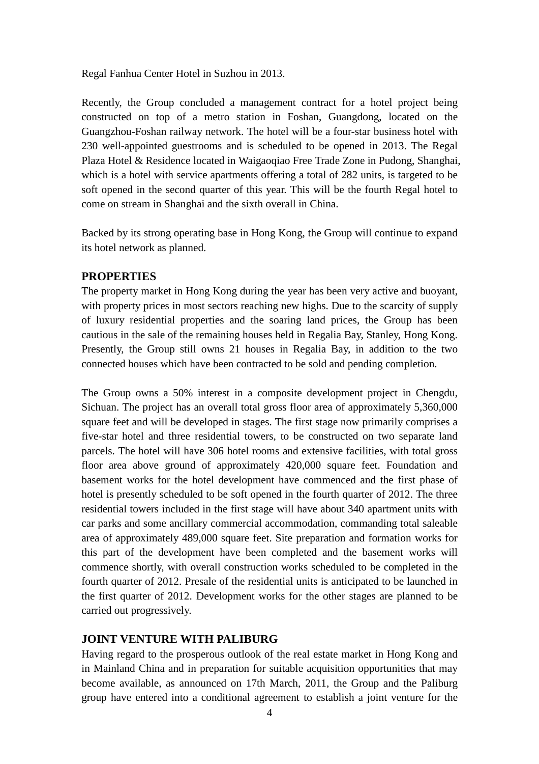Regal Fanhua Center Hotel in Suzhou in 2013.

Recently, the Group concluded a management contract for a hotel project being constructed on top of a metro station in Foshan, Guangdong, located on the Guangzhou-Foshan railway network. The hotel will be a four-star business hotel with 230 well-appointed guestrooms and is scheduled to be opened in 2013. The Regal Plaza Hotel & Residence located in Waigaoqiao Free Trade Zone in Pudong, Shanghai, which is a hotel with service apartments offering a total of 282 units, is targeted to be soft opened in the second quarter of this year. This will be the fourth Regal hotel to come on stream in Shanghai and the sixth overall in China.

Backed by its strong operating base in Hong Kong, the Group will continue to expand its hotel network as planned.

## PROPERTIES

The property market in Hong Kong during the year has been very active and buoyant, with property prices in most sectors reaching new highs. Due to the scarcity of supply of luxury residential properties and the soaring land prices, the Group has been cautious in the sale of the remaining houses held in Regalia Bay, Stanley, Hong Kong. Presently, the Group still owns 21 houses in Regalia Bay, in addition to the two connected houses which have been contracted to be sold and pending completion.

The Group owns a 50% interest in a composite development project in Chengdu, Sichuan. The project has an overall total gross floor area of approximately 5,360,000 square feet and will be developed in stages. The first stage now primarily comprises a five-star hotel and three residential towers, to be constructed on two separate land parcels. The hotel will have 306 hotel rooms and extensive facilities, with total gross floor area above ground of approximately 420,000 square feet. Foundation and basement works for the hotel development have commenced and the first phase of hotel is presently scheduled to be soft opened in the fourth quarter of 2012. The three residential towers included in the first stage will have about 340 apartment units with car parks and some ancillary commercial accommodation, commanding total saleable area of approximately 489,000 square feet. Site preparation and formation works for this part of the development have been completed and the basement works will commence shortly, with overall construction works scheduled to be completed in the fourth quarter of 2012. Presale of the residential units is anticipated to be launched in the first quarter of 2012. Development works for the other stages are planned to be carried out progressively.

## JOINT VENTURE WITH PALIBURG

Having regard to the prosperous outlook of the real estate market in Hong Kong and in Mainland China and in preparation for suitable acquisition opportunities that may become available, as announced on 17th March, 2011, the Group and the Paliburg group have entered into a conditional agreement to establish a joint venture for the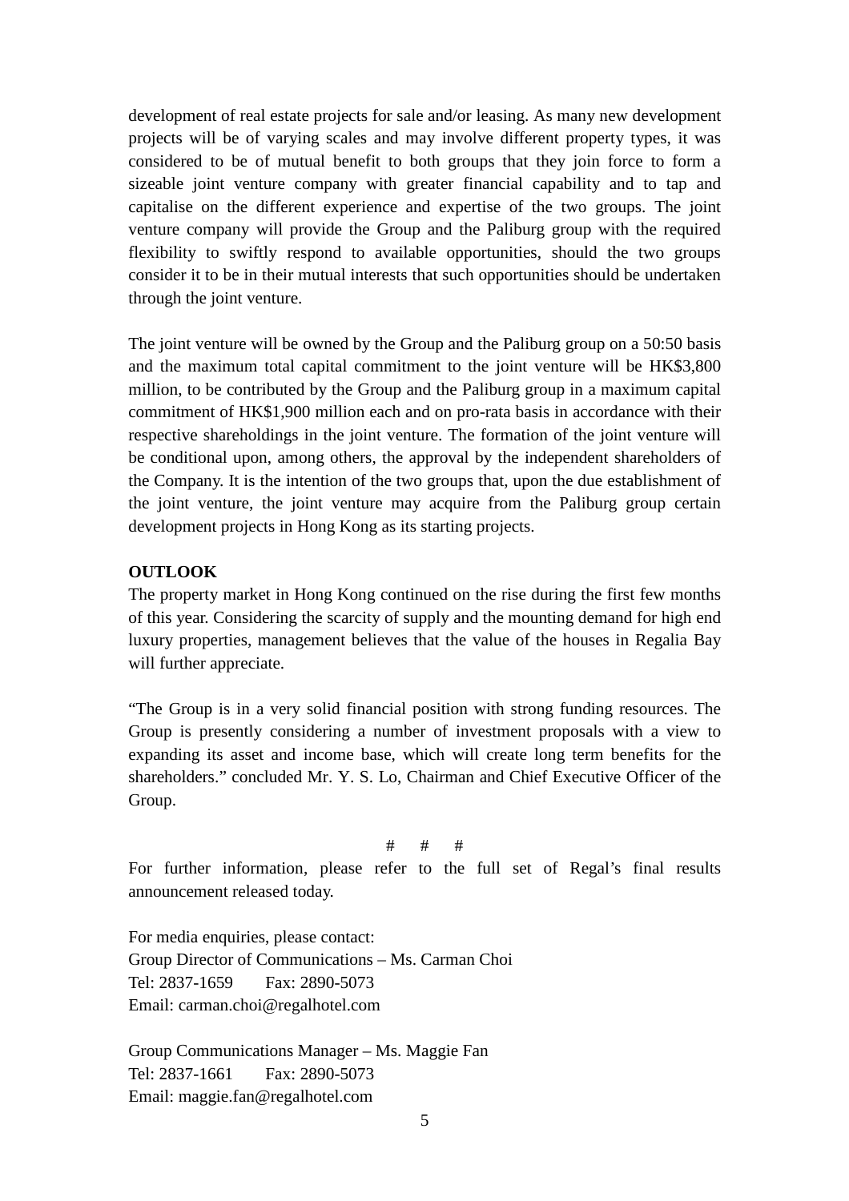development of real estate projects for sale and/or leasing. As many new development projects will be of varying scales and may involve different property types, it was considered to be of mutual benefit to both groups that they join force to form a sizeable joint venture company with greater financial capability and to tap and capitalise on the different experience and expertise of the two groups. The joint venture company will provide the Group and the Paliburg group with the required flexibility to swiftly respond to available opportunities, should the two groups consider it to be in their mutual interests that such opportunities should be undertaken through the joint venture.

The joint venture will be owned by the Group and the Paliburg group on a 50:50 basis and the maximum total capital commitment to the joint venture will be HK$3,800 million, to be contributed by the Group and the Paliburg group in a maximum capital commitment of HK$1,900 million each and on pro-rata basis in accordance with their respective shareholdings in the joint venture. The formation of the joint venture will be conditional upon, among others, the approval by the independent shareholders of the Company. It is the intention of the two groups that, upon the due establishment of the joint venture, the joint venture may acquire from the Paliburg group certain development projects in Hong Kong as its starting projects.

**OUTLOOK**

The property market in Hong Kong continued on the rise during the first few months of this year. Considering the scarcity of supply and the mounting demand for high end luxury properties, management believes that the value of the houses in Regalia Bay will further appreciate.

"The Group is in a very solid financial position with strong funding resources. The Group is presently considering a number of investment proposals with a view to expanding its asset and income base, which will create long term benefits for the shareholders." concluded Mr. Y. S. Lo, Chairman and Chief Executive Officer of the Group.

# # #

For further information, please refer to the full set of Regal's final results announcement released today.

For media enquiries, please contact:
Group Director of Communications – Ms. Carman Choi
Tel: 2837-1659 Fax: 2890-5073
Email: carman.choi@regalhotel.com

Group Communications Manager – Ms. Maggie Fan
Tel: 2837-1661 Fax: 2890-5073
Email: maggie.fan@regalhotel.com